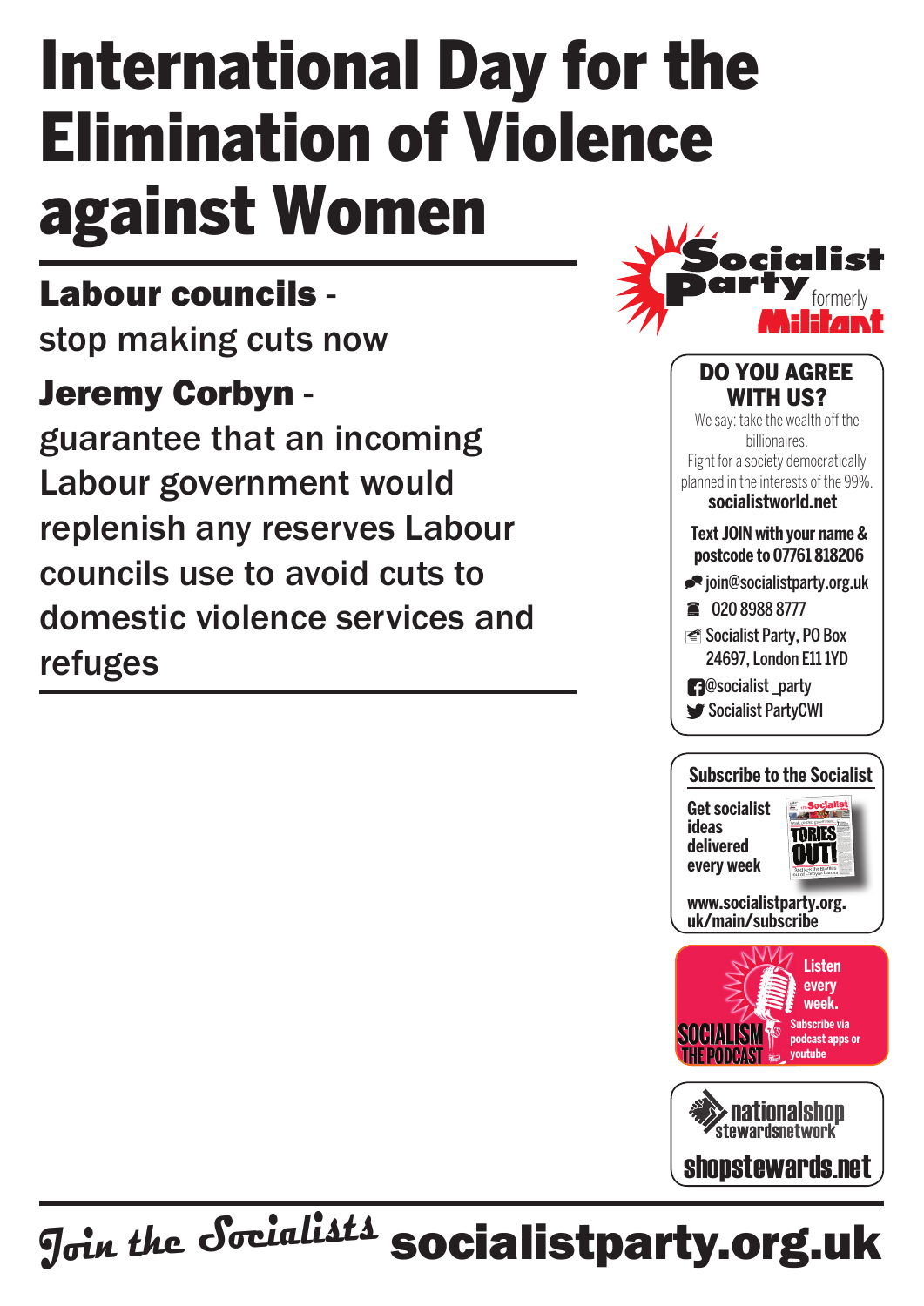# International Day for the Elimination of Violence against Women

**Labour councils** - stop making cuts now

**Jeremy Corbyn** - guarantee that an incoming Labour government would replenish any reserves Labour councils use to avoid cuts to domestic violence services and refuges

Socialist Party formerly Militant

## DO YOU AGREE WITH US?

We say: take the wealth off the billionaires.
Fight for a society democratically planned in the interests of the 99%.
**socialistworld.net**

**Text JOIN with your name & postcode to 07761 818206**

join@socialistparty.org.uk

020 8988 8777

Socialist Party, PO Box 24697, London E11 1YD

@socialist_party

Socialist PartyCWI

## Subscribe to the Socialist

**Get socialist ideas delivered every week**

**www.socialistparty.org.uk/main/subscribe**

SOCIALISM THE PODCAST
**Listen every week.**
Subscribe via podcast apps or youtube

nationalshop stewardsnetwork
**shopstewards.net**

*Join the Socialists* **socialistparty.org.uk**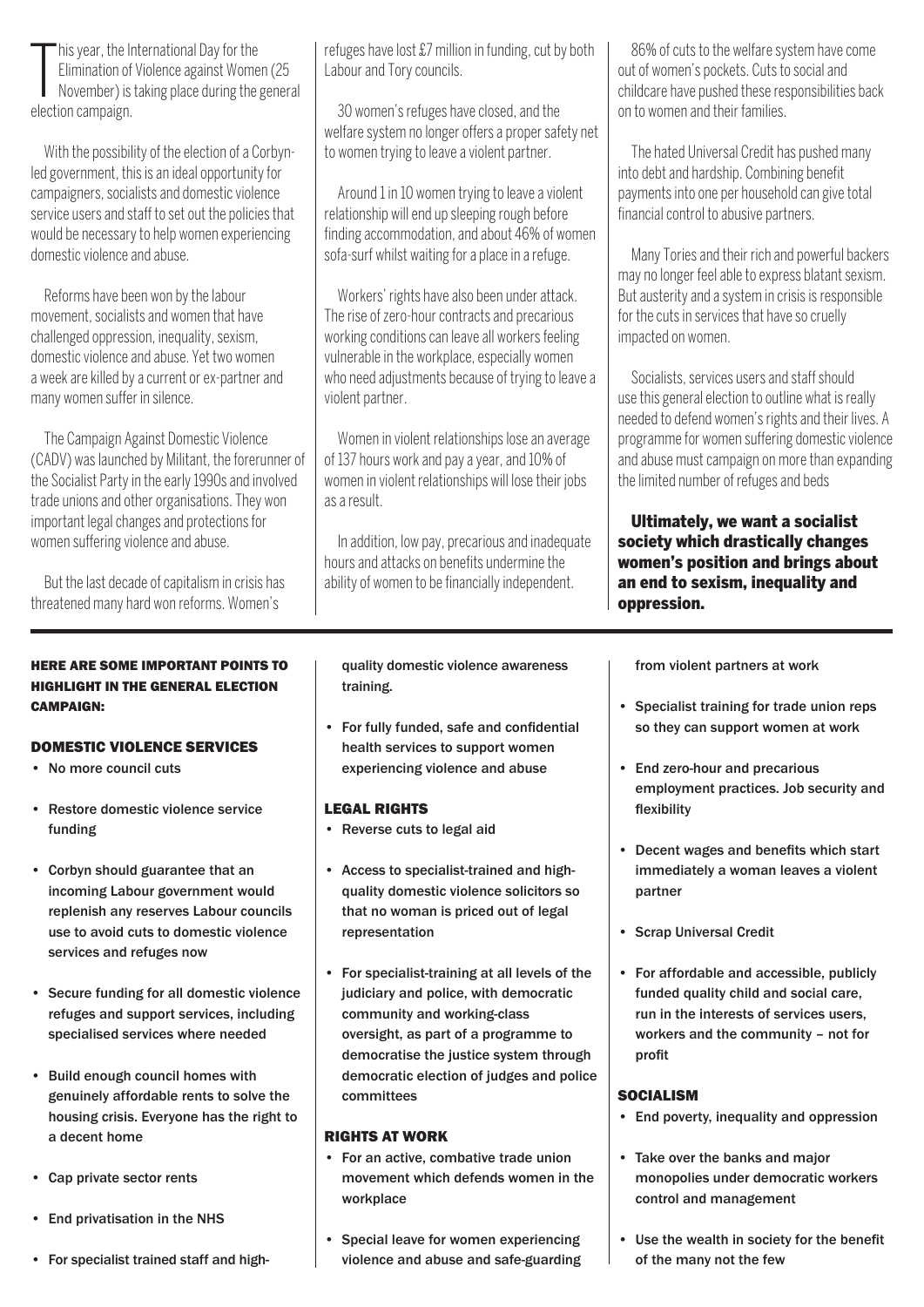This year, the International Day for the Elimination of Violence against Women (25 November) is taking place during the general election campaign.

With the possibility of the election of a Corbyn-led government, this is an ideal opportunity for campaigners, socialists and domestic violence service users and staff to set out the policies that would be necessary to help women experiencing domestic violence and abuse.

Reforms have been won by the labour movement, socialists and women that have challenged oppression, inequality, sexism, domestic violence and abuse. Yet two women a week are killed by a current or ex-partner and many women suffer in silence.

The Campaign Against Domestic Violence (CADV) was launched by Militant, the forerunner of the Socialist Party in the early 1990s and involved trade unions and other organisations. They won important legal changes and protections for women suffering violence and abuse.

But the last decade of capitalism in crisis has threatened many hard won reforms. Women's refuges have lost £7 million in funding, cut by both Labour and Tory councils.

30 women's refuges have closed, and the welfare system no longer offers a proper safety net to women trying to leave a violent partner.

Around 1 in 10 women trying to leave a violent relationship will end up sleeping rough before finding accommodation, and about 46% of women sofa-surf whilst waiting for a place in a refuge.

Workers' rights have also been under attack. The rise of zero-hour contracts and precarious working conditions can leave all workers feeling vulnerable in the workplace, especially women who need adjustments because of trying to leave a violent partner.

Women in violent relationships lose an average of 137 hours work and pay a year, and 10% of women in violent relationships will lose their jobs as a result.

In addition, low pay, precarious and inadequate hours and attacks on benefits undermine the ability of women to be financially independent.

86% of cuts to the welfare system have come out of women's pockets. Cuts to social and childcare have pushed these responsibilities back on to women and their families.

The hated Universal Credit has pushed many into debt and hardship. Combining benefit payments into one per household can give total financial control to abusive partners.

Many Tories and their rich and powerful backers may no longer feel able to express blatant sexism. But austerity and a system in crisis is responsible for the cuts in services that have so cruelly impacted on women.

Socialists, services users and staff should use this general election to outline what is really needed to defend women's rights and their lives. A programme for women suffering domestic violence and abuse must campaign on more than expanding the limited number of refuges and beds

**Ultimately, we want a socialist society which drastically changes women's position and brings about an end to sexism, inequality and oppression.**

## HERE ARE SOME IMPORTANT POINTS TO HIGHLIGHT IN THE GENERAL ELECTION CAMPAIGN:

### DOMESTIC VIOLENCE SERVICES

- No more council cuts
- Restore domestic violence service funding
- Corbyn should guarantee that an incoming Labour government would replenish any reserves Labour councils use to avoid cuts to domestic violence services and refuges now
- Secure funding for all domestic violence refuges and support services, including specialised services where needed
- Build enough council homes with genuinely affordable rents to solve the housing crisis. Everyone has the right to a decent home
- Cap private sector rents
- End privatisation in the NHS
- For specialist trained staff and high-quality domestic violence awareness training.
- For fully funded, safe and confidential health services to support women experiencing violence and abuse

### LEGAL RIGHTS

- Reverse cuts to legal aid
- Access to specialist-trained and high-quality domestic violence solicitors so that no woman is priced out of legal representation
- For specialist-training at all levels of the judiciary and police, with democratic community and working-class oversight, as part of a programme to democratise the justice system through democratic election of judges and police committees

### RIGHTS AT WORK

- For an active, combative trade union movement which defends women in the workplace
- Special leave for women experiencing violence and abuse and safe-guarding from violent partners at work
- Specialist training for trade union reps so they can support women at work
- End zero-hour and precarious employment practices. Job security and flexibility
- Decent wages and benefits which start immediately a woman leaves a violent partner
- Scrap Universal Credit
- For affordable and accessible, publicly funded quality child and social care, run in the interests of services users, workers and the community – not for profit

### SOCIALISM

- End poverty, inequality and oppression
- Take over the banks and major monopolies under democratic workers control and management
- Use the wealth in society for the benefit of the many not the few